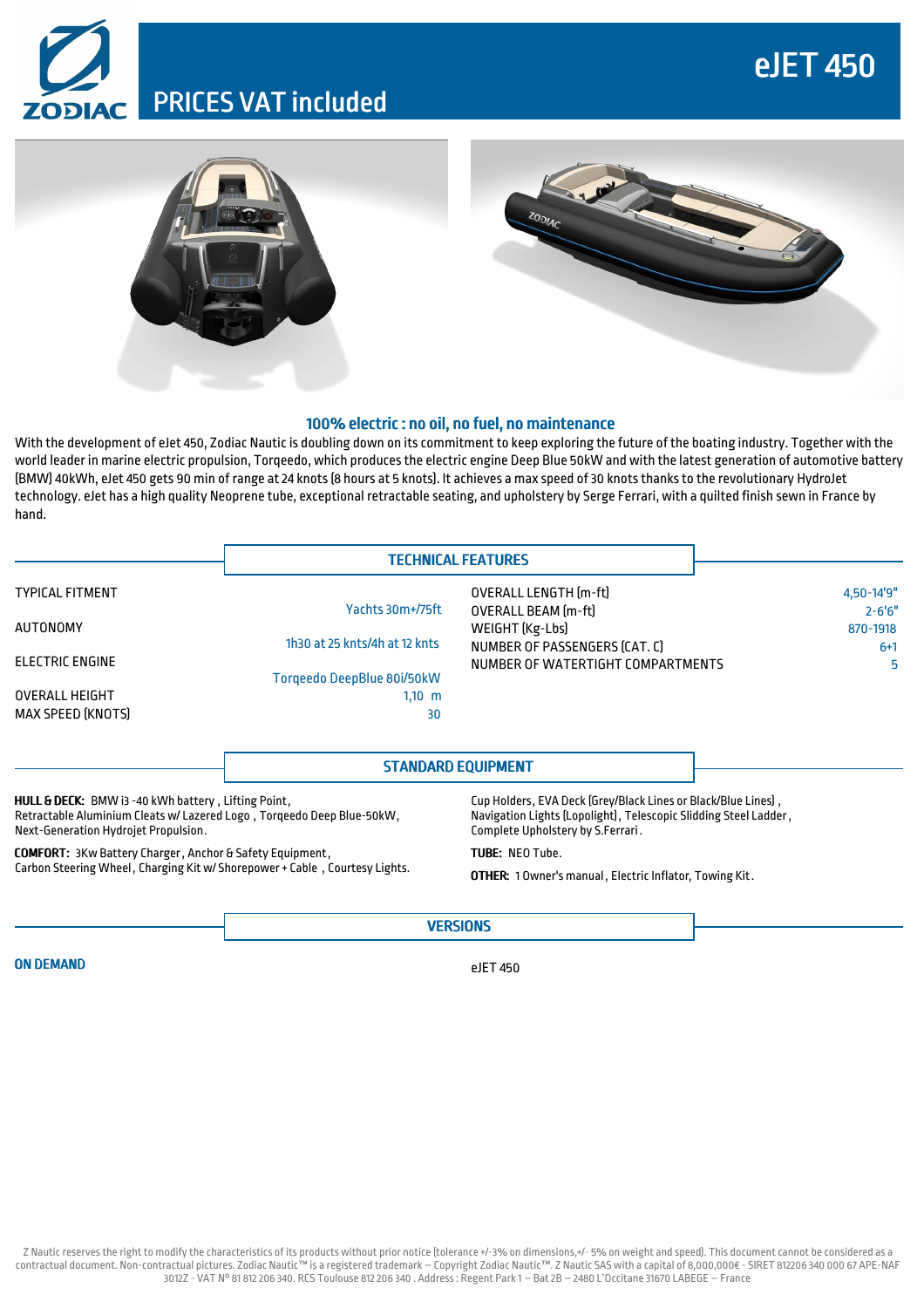# eJET 450

## PRICES VAT included

### 100% electric : no oil, no fuel, no maintenance

With the development of eJet 450, Zodiac Nautic is doubling down on its commitment to keep exploring the future of the boating industry. Together with the world leader in marine electric propulsion, Torqeedo, which produces the electric engine Deep Blue 50kW and with the latest generation of automotive battery (BMW) 40kWh, eJet 450 gets 90 min of range at 24 knots (8 hours at 5 knots). It achieves a max speed of 30 knots thanks to the revolutionary HydroJet technology. eJet has a high quality Neoprene tube, exceptional retractable seating, and upholstery by Serge Ferrari, with a quilted finish sewn in France by hand.

## TECHNICAL FEATURES

| | |
|---|---|
| TYPICAL FITMENT | Yachts 30m+/75ft |
| AUTONOMY | 1h30 at 25 knts/4h at 12 knts |
| ELECTRIC ENGINE | Torqeedo DeepBlue 80i/50kW |
| OVERALL HEIGHT | 1,10 m |
| MAX SPEED (KNOTS) | 30 |
| OVERALL LENGTH (m-ft) | 4,50-14'9" |
| OVERALL BEAM (m-ft) | 2-6'6" |
| WEIGHT (Kg-Lbs) | 870-1918 |
| NUMBER OF PASSENGERS (CAT. C) | 6+1 |
| NUMBER OF WATERTIGHT COMPARTMENTS | 5 |

## STANDARD EQUIPMENT

**HULL & DECK:** BMW i3 -40 kWh battery , Lifting Point, Retractable Aluminium Cleats w/ Lazered Logo , Torqeedo Deep Blue-50kW, Next-Generation Hydrojet Propulsion. Cup Holders, EVA Deck (Grey/Black Lines or Black/Blue Lines) , Navigation Lights (Lopolight), Telescopic Slidding Steel Ladder , Complete Upholstery by S.Ferrari.

**COMFORT:** 3Kw Battery Charger , Anchor & Safety Equipment, Carbon Steering Wheel , Charging Kit w/ Shorepower + Cable , Courtesy Lights.

**TUBE:** NEO Tube.

**OTHER:** 1 Owner's manual , Electric Inflator, Towing Kit .

## VERSIONS

**ON DEMAND** eJET 450

Z Nautic reserves the right to modify the characteristics of its products without prior notice (tolerance +/-3% on dimensions,+/- 5% on weight and speed). This document cannot be considered as a contractual document. Non-contractual pictures. Zodiac Nautic™ is a registered trademark – Copyright Zodiac Nautic™. Z Nautic SAS with a capital of 8,000,000€ - SIRET 812206 340 000 67 APE-NAF 3012Z - VAT N° 81 812 206 340. RCS Toulouse 812 206 340 . Address : Regent Park 1 – Bat 2B – 2480 L'Occitane 31670 LABEGE – France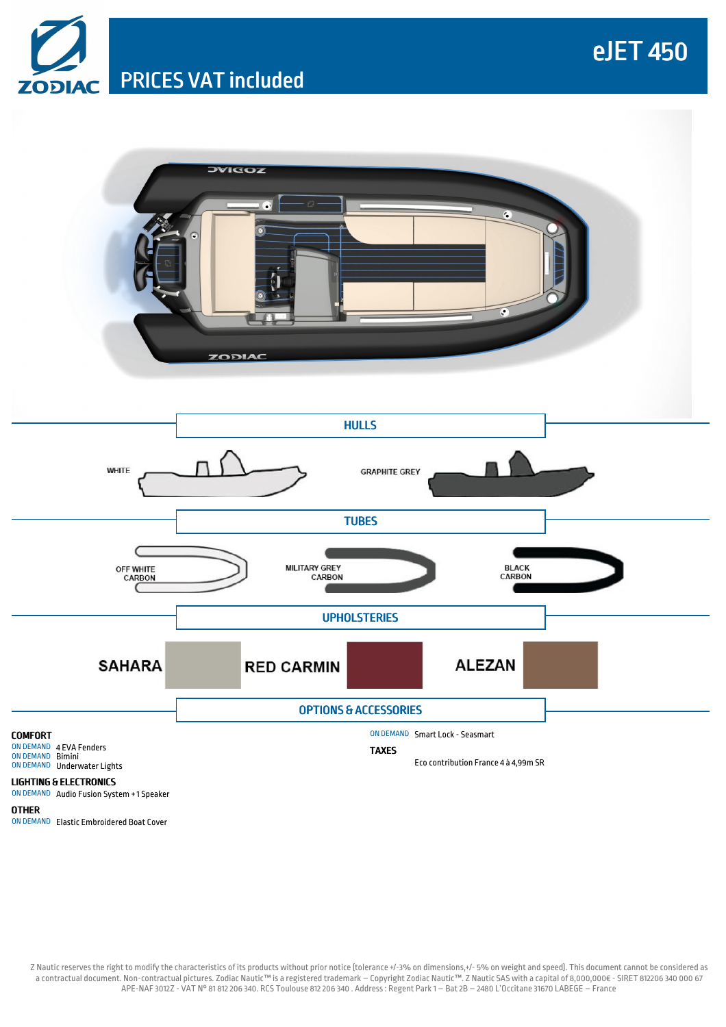# eJET 450

## PRICES VAT included

## HULLS

WHITE

GRAPHITE GREY

## TUBES

OFF WHITE CARBON

MILITARY GREY CARBON

BLACK CARBON

## UPHOLSTERIES

SAHARA

RED CARMIN

ALEZAN

## OPTIONS & ACCESSORIES

### COMFORT

| | |
|---|---|
| ON DEMAND | 4 EVA Fenders |
| ON DEMAND | Bimini |
| ON DEMAND | Underwater Lights |

### LIGHTING & ELECTRONICS

| | |
|---|---|
| ON DEMAND | Audio Fusion System + 1 Speaker |

### OTHER

| | |
|---|---|
| ON DEMAND | Elastic Embroidered Boat Cover |
| ON DEMAND | Smart Lock - Seasmart |

### TAXES

Eco contribution France 4 à 4,99m SR

Z Nautic reserves the right to modify the characteristics of its products without prior notice (tolerance +/-3% on dimensions,+/- 5% on weight and speed). This document cannot be considered as a contractual document. Non-contractual pictures. Zodiac Nautic™ is a registered trademark – Copyright Zodiac Nautic™. Z Nautic SAS with a capital of 8,000,000€ - SIRET 812206 340 000 67 APE-NAF 3012Z - VAT N° 81 812 206 340. RCS Toulouse 812 206 340 . Address : Regent Park 1 – Bat 2B – 2480 L'Occitane 31670 LABEGE – France